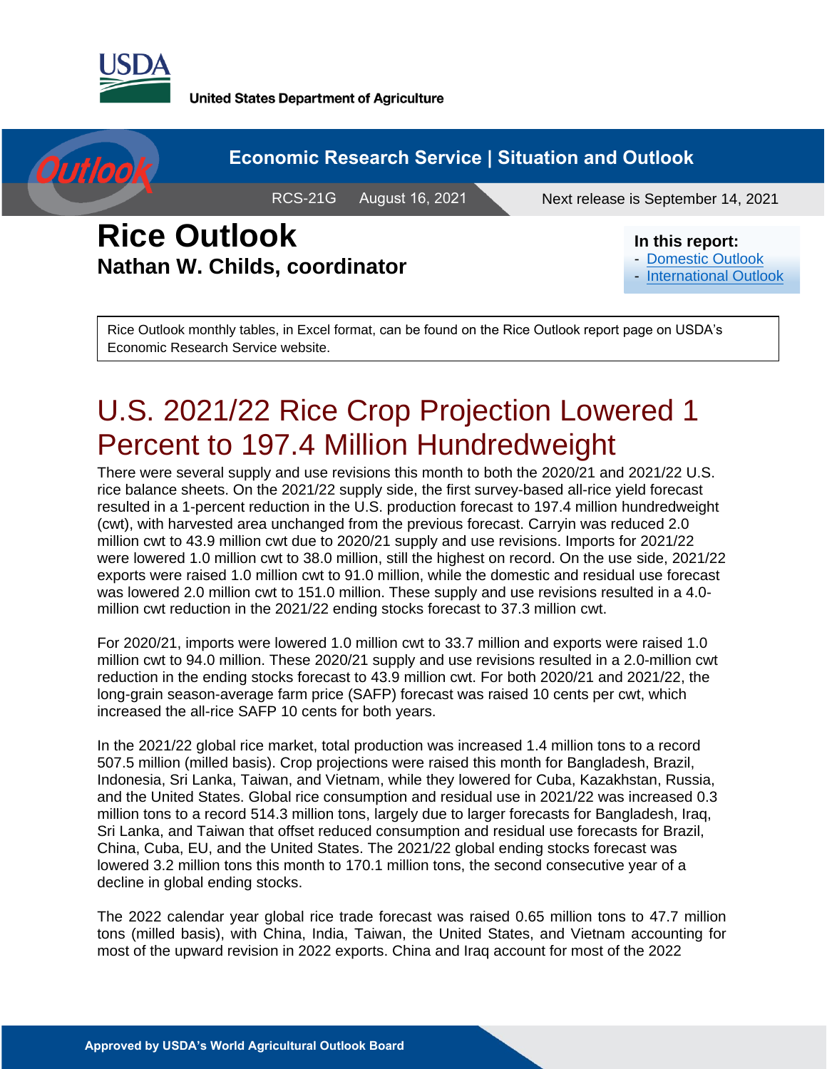United States Department of Agriculture

Economic Research Service | Situation and Outlook

RCS-21G August 16, 2021 Next release is September 14, 2021

# Rice Outlook

## Nathan W. Childs, coordinator

**In this report:**
- Domestic Outlook
- International Outlook

Rice Outlook monthly tables, in Excel format, can be found on the Rice Outlook report page on USDA's Economic Research Service website.

# U.S. 2021/22 Rice Crop Projection Lowered 1 Percent to 197.4 Million Hundredweight

There were several supply and use revisions this month to both the 2020/21 and 2021/22 U.S. rice balance sheets. On the 2021/22 supply side, the first survey-based all-rice yield forecast resulted in a 1-percent reduction in the U.S. production forecast to 197.4 million hundredweight (cwt), with harvested area unchanged from the previous forecast. Carryin was reduced 2.0 million cwt to 43.9 million cwt due to 2020/21 supply and use revisions. Imports for 2021/22 were lowered 1.0 million cwt to 38.0 million, still the highest on record. On the use side, 2021/22 exports were raised 1.0 million cwt to 91.0 million, while the domestic and residual use forecast was lowered 2.0 million cwt to 151.0 million. These supply and use revisions resulted in a 4.0-million cwt reduction in the 2021/22 ending stocks forecast to 37.3 million cwt.

For 2020/21, imports were lowered 1.0 million cwt to 33.7 million and exports were raised 1.0 million cwt to 94.0 million. These 2020/21 supply and use revisions resulted in a 2.0-million cwt reduction in the ending stocks forecast to 43.9 million cwt. For both 2020/21 and 2021/22, the long-grain season-average farm price (SAFP) forecast was raised 10 cents per cwt, which increased the all-rice SAFP 10 cents for both years.

In the 2021/22 global rice market, total production was increased 1.4 million tons to a record 507.5 million (milled basis). Crop projections were raised this month for Bangladesh, Brazil, Indonesia, Sri Lanka, Taiwan, and Vietnam, while they lowered for Cuba, Kazakhstan, Russia, and the United States. Global rice consumption and residual use in 2021/22 was increased 0.3 million tons to a record 514.3 million tons, largely due to larger forecasts for Bangladesh, Iraq, Sri Lanka, and Taiwan that offset reduced consumption and residual use forecasts for Brazil, China, Cuba, EU, and the United States. The 2021/22 global ending stocks forecast was lowered 3.2 million tons this month to 170.1 million tons, the second consecutive year of a decline in global ending stocks.

The 2022 calendar year global rice trade forecast was raised 0.65 million tons to 47.7 million tons (milled basis), with China, India, Taiwan, the United States, and Vietnam accounting for most of the upward revision in 2022 exports. China and Iraq account for most of the 2022

Approved by USDA's World Agricultural Outlook Board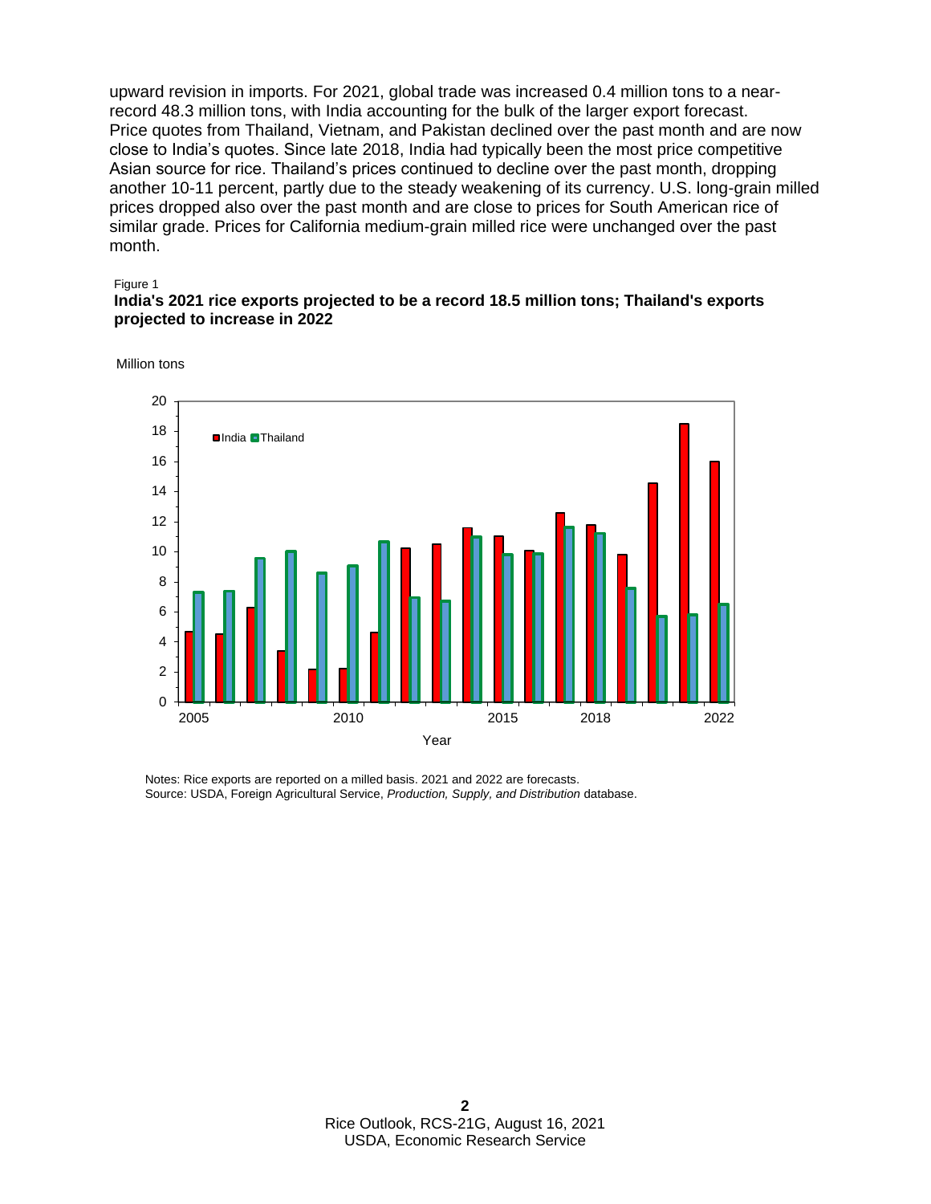upward revision in imports. For 2021, global trade was increased 0.4 million tons to a near-record 48.3 million tons, with India accounting for the bulk of the larger export forecast. Price quotes from Thailand, Vietnam, and Pakistan declined over the past month and are now close to India's quotes. Since late 2018, India had typically been the most price competitive Asian source for rice. Thailand's prices continued to decline over the past month, dropping another 10-11 percent, partly due to the steady weakening of its currency. U.S. long-grain milled prices dropped also over the past month and are close to prices for South American rice of similar grade. Prices for California medium-grain milled rice were unchanged over the past month.

Figure 1

**India's 2021 rice exports projected to be a record 18.5 million tons; Thailand's exports projected to increase in 2022**

Notes: Rice exports are reported on a milled basis. 2021 and 2022 are forecasts.
Source: USDA, Foreign Agricultural Service, *Production, Supply, and Distribution* database.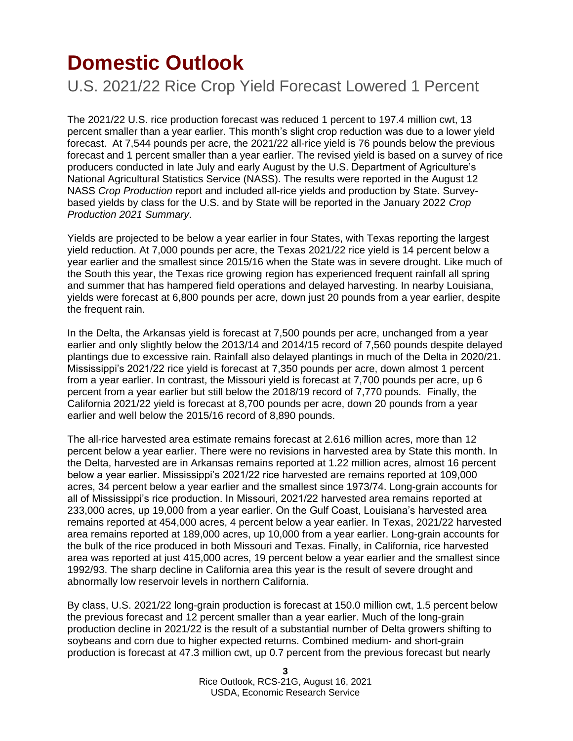# Domestic Outlook

## U.S. 2021/22 Rice Crop Yield Forecast Lowered 1 Percent

The 2021/22 U.S. rice production forecast was reduced 1 percent to 197.4 million cwt, 13 percent smaller than a year earlier. This month's slight crop reduction was due to a lower yield forecast. At 7,544 pounds per acre, the 2021/22 all-rice yield is 76 pounds below the previous forecast and 1 percent smaller than a year earlier. The revised yield is based on a survey of rice producers conducted in late July and early August by the U.S. Department of Agriculture's National Agricultural Statistics Service (NASS). The results were reported in the August 12 NASS *Crop Production* report and included all-rice yields and production by State. Survey-based yields by class for the U.S. and by State will be reported in the January 2022 *Crop Production 2021 Summary*.

Yields are projected to be below a year earlier in four States, with Texas reporting the largest yield reduction. At 7,000 pounds per acre, the Texas 2021/22 rice yield is 14 percent below a year earlier and the smallest since 2015/16 when the State was in severe drought. Like much of the South this year, the Texas rice growing region has experienced frequent rainfall all spring and summer that has hampered field operations and delayed harvesting. In nearby Louisiana, yields were forecast at 6,800 pounds per acre, down just 20 pounds from a year earlier, despite the frequent rain.

In the Delta, the Arkansas yield is forecast at 7,500 pounds per acre, unchanged from a year earlier and only slightly below the 2013/14 and 2014/15 record of 7,560 pounds despite delayed plantings due to excessive rain. Rainfall also delayed plantings in much of the Delta in 2020/21. Mississippi's 2021/22 rice yield is forecast at 7,350 pounds per acre, down almost 1 percent from a year earlier. In contrast, the Missouri yield is forecast at 7,700 pounds per acre, up 6 percent from a year earlier but still below the 2018/19 record of 7,770 pounds. Finally, the California 2021/22 yield is forecast at 8,700 pounds per acre, down 20 pounds from a year earlier and well below the 2015/16 record of 8,890 pounds.

The all-rice harvested area estimate remains forecast at 2.616 million acres, more than 12 percent below a year earlier. There were no revisions in harvested area by State this month. In the Delta, harvested are in Arkansas remains reported at 1.22 million acres, almost 16 percent below a year earlier. Mississippi's 2021/22 rice harvested are remains reported at 109,000 acres, 34 percent below a year earlier and the smallest since 1973/74. Long-grain accounts for all of Mississippi's rice production. In Missouri, 2021/22 harvested area remains reported at 233,000 acres, up 19,000 from a year earlier. On the Gulf Coast, Louisiana's harvested area remains reported at 454,000 acres, 4 percent below a year earlier. In Texas, 2021/22 harvested area remains reported at 189,000 acres, up 10,000 from a year earlier. Long-grain accounts for the bulk of the rice produced in both Missouri and Texas. Finally, in California, rice harvested area was reported at just 415,000 acres, 19 percent below a year earlier and the smallest since 1992/93. The sharp decline in California area this year is the result of severe drought and abnormally low reservoir levels in northern California.

By class, U.S. 2021/22 long-grain production is forecast at 150.0 million cwt, 1.5 percent below the previous forecast and 12 percent smaller than a year earlier. Much of the long-grain production decline in 2021/22 is the result of a substantial number of Delta growers shifting to soybeans and corn due to higher expected returns. Combined medium- and short-grain production is forecast at 47.3 million cwt, up 0.7 percent from the previous forecast but nearly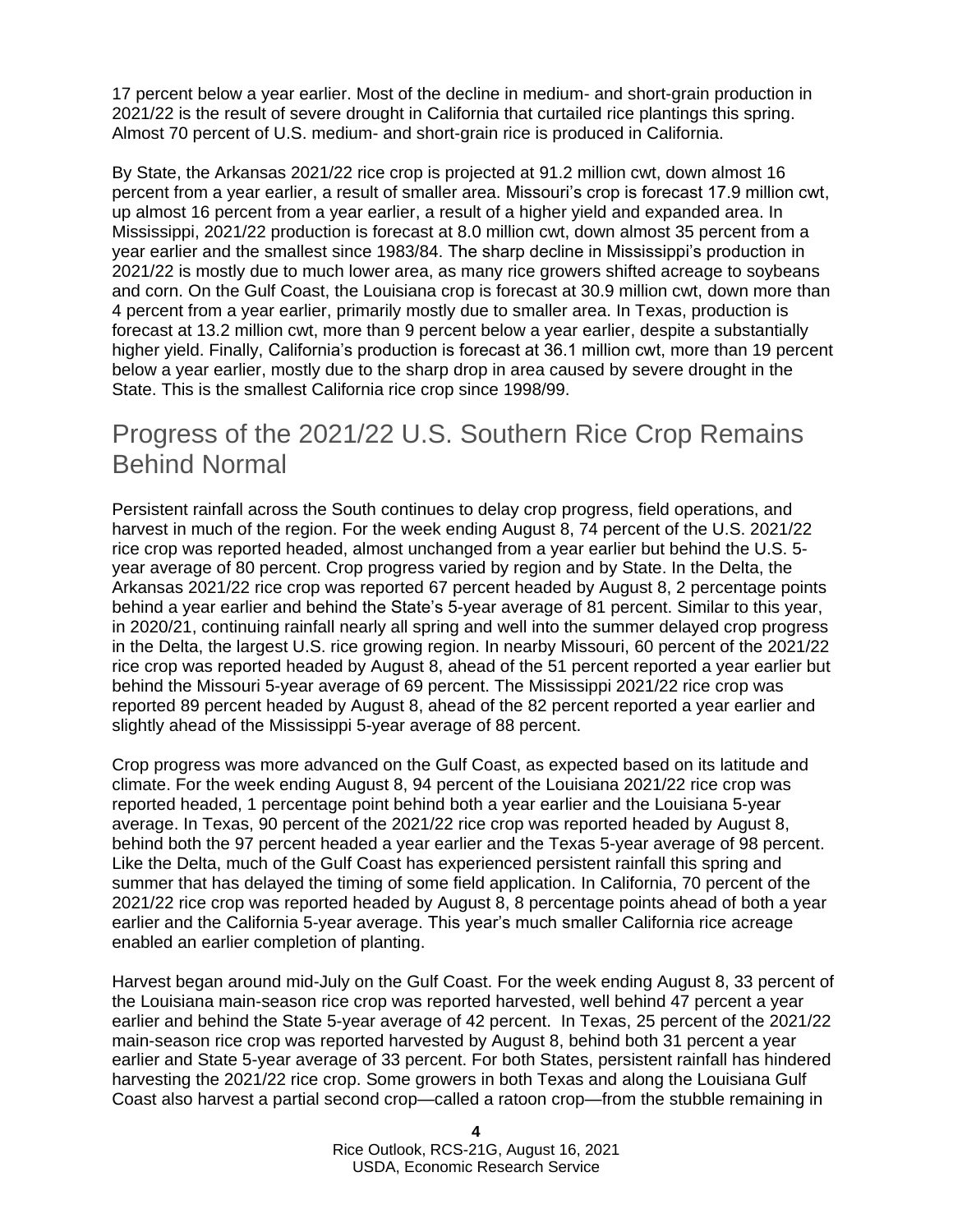17 percent below a year earlier. Most of the decline in medium- and short-grain production in 2021/22 is the result of severe drought in California that curtailed rice plantings this spring. Almost 70 percent of U.S. medium- and short-grain rice is produced in California.

By State, the Arkansas 2021/22 rice crop is projected at 91.2 million cwt, down almost 16 percent from a year earlier, a result of smaller area. Missouri's crop is forecast 17.9 million cwt, up almost 16 percent from a year earlier, a result of a higher yield and expanded area. In Mississippi, 2021/22 production is forecast at 8.0 million cwt, down almost 35 percent from a year earlier and the smallest since 1983/84. The sharp decline in Mississippi's production in 2021/22 is mostly due to much lower area, as many rice growers shifted acreage to soybeans and corn. On the Gulf Coast, the Louisiana crop is forecast at 30.9 million cwt, down more than 4 percent from a year earlier, primarily mostly due to smaller area. In Texas, production is forecast at 13.2 million cwt, more than 9 percent below a year earlier, despite a substantially higher yield. Finally, California's production is forecast at 36.1 million cwt, more than 19 percent below a year earlier, mostly due to the sharp drop in area caused by severe drought in the State. This is the smallest California rice crop since 1998/99.

## Progress of the 2021/22 U.S. Southern Rice Crop Remains Behind Normal

Persistent rainfall across the South continues to delay crop progress, field operations, and harvest in much of the region. For the week ending August 8, 74 percent of the U.S. 2021/22 rice crop was reported headed, almost unchanged from a year earlier but behind the U.S. 5-year average of 80 percent. Crop progress varied by region and by State. In the Delta, the Arkansas 2021/22 rice crop was reported 67 percent headed by August 8, 2 percentage points behind a year earlier and behind the State's 5-year average of 81 percent. Similar to this year, in 2020/21, continuing rainfall nearly all spring and well into the summer delayed crop progress in the Delta, the largest U.S. rice growing region. In nearby Missouri, 60 percent of the 2021/22 rice crop was reported headed by August 8, ahead of the 51 percent reported a year earlier but behind the Missouri 5-year average of 69 percent. The Mississippi 2021/22 rice crop was reported 89 percent headed by August 8, ahead of the 82 percent reported a year earlier and slightly ahead of the Mississippi 5-year average of 88 percent.

Crop progress was more advanced on the Gulf Coast, as expected based on its latitude and climate. For the week ending August 8, 94 percent of the Louisiana 2021/22 rice crop was reported headed, 1 percentage point behind both a year earlier and the Louisiana 5-year average. In Texas, 90 percent of the 2021/22 rice crop was reported headed by August 8, behind both the 97 percent headed a year earlier and the Texas 5-year average of 98 percent. Like the Delta, much of the Gulf Coast has experienced persistent rainfall this spring and summer that has delayed the timing of some field application. In California, 70 percent of the 2021/22 rice crop was reported headed by August 8, 8 percentage points ahead of both a year earlier and the California 5-year average. This year's much smaller California rice acreage enabled an earlier completion of planting.

Harvest began around mid-July on the Gulf Coast. For the week ending August 8, 33 percent of the Louisiana main-season rice crop was reported harvested, well behind 47 percent a year earlier and behind the State 5-year average of 42 percent. In Texas, 25 percent of the 2021/22 main-season rice crop was reported harvested by August 8, behind both 31 percent a year earlier and State 5-year average of 33 percent. For both States, persistent rainfall has hindered harvesting the 2021/22 rice crop. Some growers in both Texas and along the Louisiana Gulf Coast also harvest a partial second crop—called a ratoon crop—from the stubble remaining in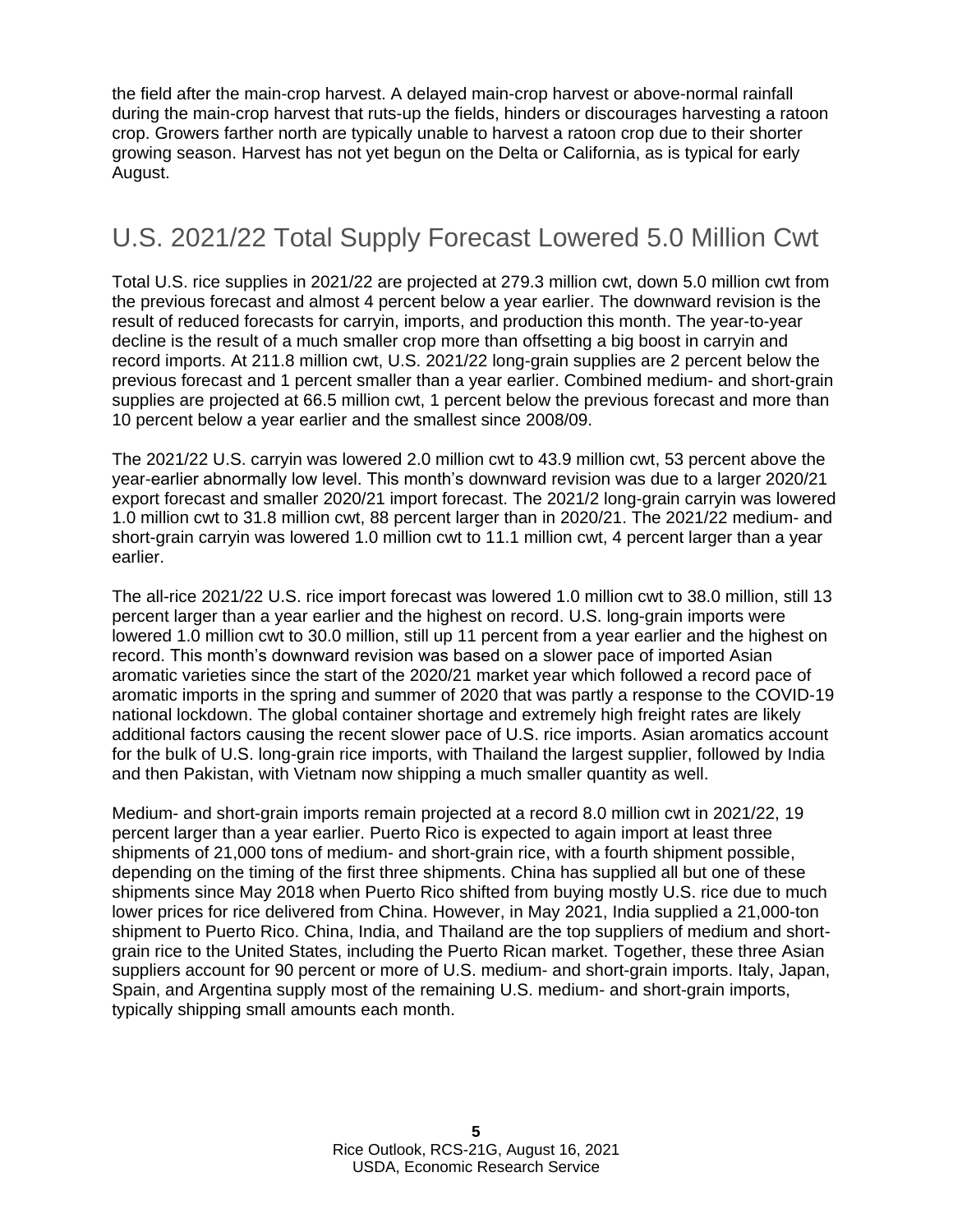the field after the main-crop harvest. A delayed main-crop harvest or above-normal rainfall during the main-crop harvest that ruts-up the fields, hinders or discourages harvesting a ratoon crop. Growers farther north are typically unable to harvest a ratoon crop due to their shorter growing season. Harvest has not yet begun on the Delta or California, as is typical for early August.

## U.S. 2021/22 Total Supply Forecast Lowered 5.0 Million Cwt

Total U.S. rice supplies in 2021/22 are projected at 279.3 million cwt, down 5.0 million cwt from the previous forecast and almost 4 percent below a year earlier. The downward revision is the result of reduced forecasts for carryin, imports, and production this month. The year-to-year decline is the result of a much smaller crop more than offsetting a big boost in carryin and record imports. At 211.8 million cwt, U.S. 2021/22 long-grain supplies are 2 percent below the previous forecast and 1 percent smaller than a year earlier. Combined medium- and short-grain supplies are projected at 66.5 million cwt, 1 percent below the previous forecast and more than 10 percent below a year earlier and the smallest since 2008/09.

The 2021/22 U.S. carryin was lowered 2.0 million cwt to 43.9 million cwt, 53 percent above the year-earlier abnormally low level. This month's downward revision was due to a larger 2020/21 export forecast and smaller 2020/21 import forecast. The 2021/2 long-grain carryin was lowered 1.0 million cwt to 31.8 million cwt, 88 percent larger than in 2020/21. The 2021/22 medium- and short-grain carryin was lowered 1.0 million cwt to 11.1 million cwt, 4 percent larger than a year earlier.

The all-rice 2021/22 U.S. rice import forecast was lowered 1.0 million cwt to 38.0 million, still 13 percent larger than a year earlier and the highest on record. U.S. long-grain imports were lowered 1.0 million cwt to 30.0 million, still up 11 percent from a year earlier and the highest on record. This month's downward revision was based on a slower pace of imported Asian aromatic varieties since the start of the 2020/21 market year which followed a record pace of aromatic imports in the spring and summer of 2020 that was partly a response to the COVID-19 national lockdown. The global container shortage and extremely high freight rates are likely additional factors causing the recent slower pace of U.S. rice imports. Asian aromatics account for the bulk of U.S. long-grain rice imports, with Thailand the largest supplier, followed by India and then Pakistan, with Vietnam now shipping a much smaller quantity as well.

Medium- and short-grain imports remain projected at a record 8.0 million cwt in 2021/22, 19 percent larger than a year earlier. Puerto Rico is expected to again import at least three shipments of 21,000 tons of medium- and short-grain rice, with a fourth shipment possible, depending on the timing of the first three shipments. China has supplied all but one of these shipments since May 2018 when Puerto Rico shifted from buying mostly U.S. rice due to much lower prices for rice delivered from China. However, in May 2021, India supplied a 21,000-ton shipment to Puerto Rico. China, India, and Thailand are the top suppliers of medium and short-grain rice to the United States, including the Puerto Rican market. Together, these three Asian suppliers account for 90 percent or more of U.S. medium- and short-grain imports. Italy, Japan, Spain, and Argentina supply most of the remaining U.S. medium- and short-grain imports, typically shipping small amounts each month.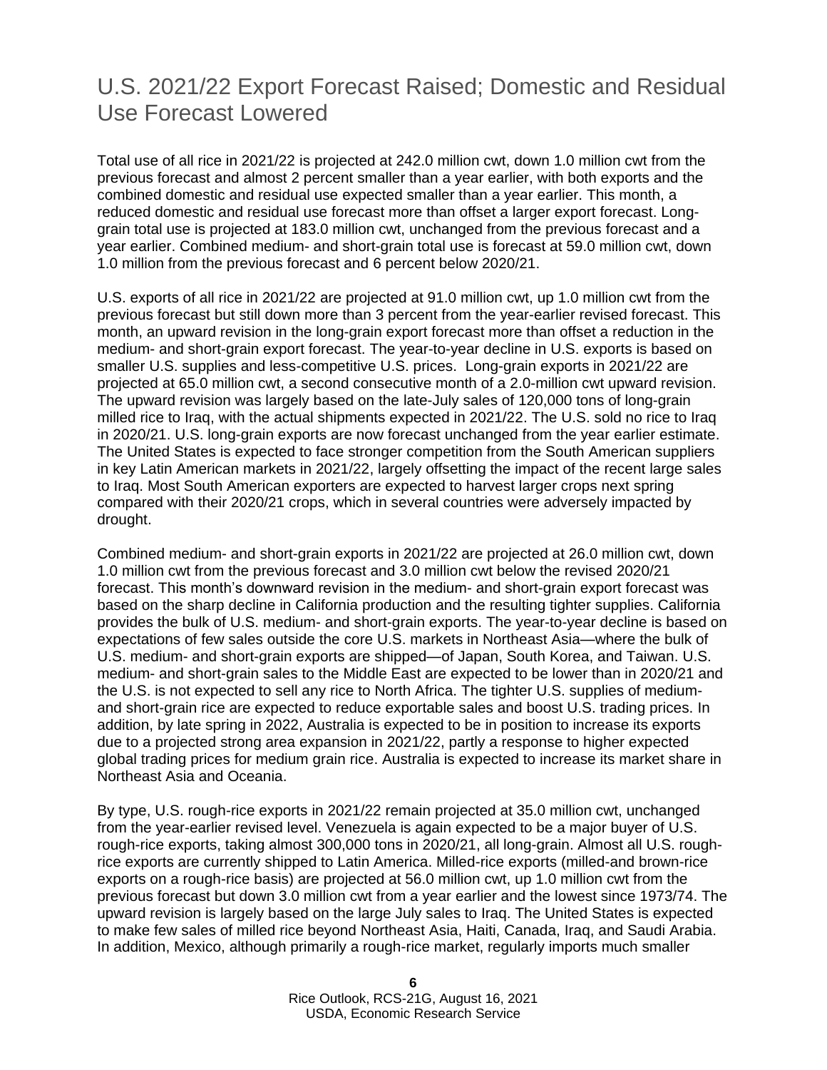## U.S. 2021/22 Export Forecast Raised; Domestic and Residual Use Forecast Lowered

Total use of all rice in 2021/22 is projected at 242.0 million cwt, down 1.0 million cwt from the previous forecast and almost 2 percent smaller than a year earlier, with both exports and the combined domestic and residual use expected smaller than a year earlier. This month, a reduced domestic and residual use forecast more than offset a larger export forecast. Long-grain total use is projected at 183.0 million cwt, unchanged from the previous forecast and a year earlier. Combined medium- and short-grain total use is forecast at 59.0 million cwt, down 1.0 million from the previous forecast and 6 percent below 2020/21.

U.S. exports of all rice in 2021/22 are projected at 91.0 million cwt, up 1.0 million cwt from the previous forecast but still down more than 3 percent from the year-earlier revised forecast. This month, an upward revision in the long-grain export forecast more than offset a reduction in the medium- and short-grain export forecast. The year-to-year decline in U.S. exports is based on smaller U.S. supplies and less-competitive U.S. prices. Long-grain exports in 2021/22 are projected at 65.0 million cwt, a second consecutive month of a 2.0-million cwt upward revision. The upward revision was largely based on the late-July sales of 120,000 tons of long-grain milled rice to Iraq, with the actual shipments expected in 2021/22. The U.S. sold no rice to Iraq in 2020/21. U.S. long-grain exports are now forecast unchanged from the year earlier estimate. The United States is expected to face stronger competition from the South American suppliers in key Latin American markets in 2021/22, largely offsetting the impact of the recent large sales to Iraq. Most South American exporters are expected to harvest larger crops next spring compared with their 2020/21 crops, which in several countries were adversely impacted by drought.

Combined medium- and short-grain exports in 2021/22 are projected at 26.0 million cwt, down 1.0 million cwt from the previous forecast and 3.0 million cwt below the revised 2020/21 forecast. This month's downward revision in the medium- and short-grain export forecast was based on the sharp decline in California production and the resulting tighter supplies. California provides the bulk of U.S. medium- and short-grain exports. The year-to-year decline is based on expectations of few sales outside the core U.S. markets in Northeast Asia—where the bulk of U.S. medium- and short-grain exports are shipped—of Japan, South Korea, and Taiwan. U.S. medium- and short-grain sales to the Middle East are expected to be lower than in 2020/21 and the U.S. is not expected to sell any rice to North Africa. The tighter U.S. supplies of medium- and short-grain rice are expected to reduce exportable sales and boost U.S. trading prices. In addition, by late spring in 2022, Australia is expected to be in position to increase its exports due to a projected strong area expansion in 2021/22, partly a response to higher expected global trading prices for medium grain rice. Australia is expected to increase its market share in Northeast Asia and Oceania.

By type, U.S. rough-rice exports in 2021/22 remain projected at 35.0 million cwt, unchanged from the year-earlier revised level. Venezuela is again expected to be a major buyer of U.S. rough-rice exports, taking almost 300,000 tons in 2020/21, all long-grain. Almost all U.S. rough-rice exports are currently shipped to Latin America. Milled-rice exports (milled-and brown-rice exports on a rough-rice basis) are projected at 56.0 million cwt, up 1.0 million cwt from the previous forecast but down 3.0 million cwt from a year earlier and the lowest since 1973/74. The upward revision is largely based on the large July sales to Iraq. The United States is expected to make few sales of milled rice beyond Northeast Asia, Haiti, Canada, Iraq, and Saudi Arabia. In addition, Mexico, although primarily a rough-rice market, regularly imports much smaller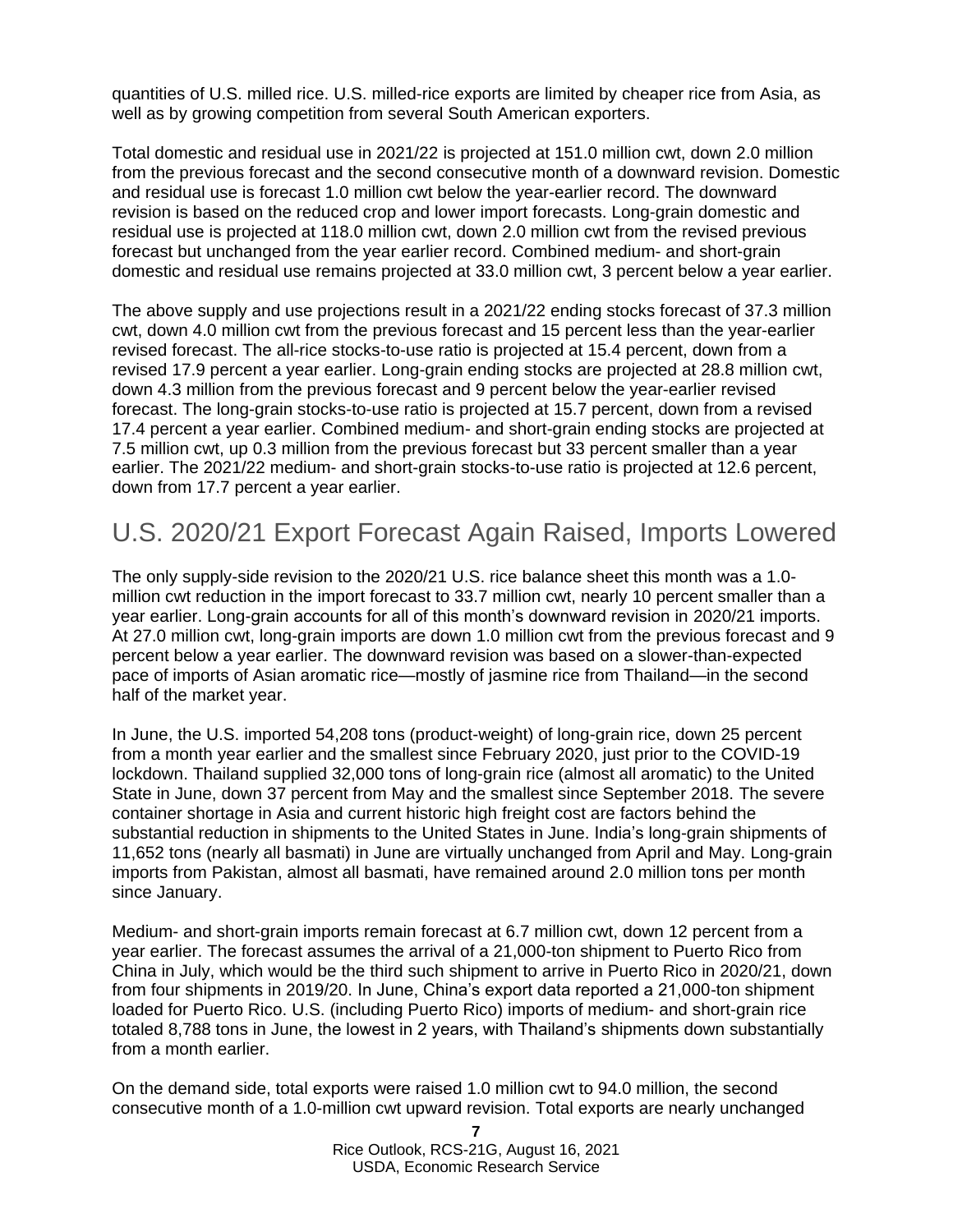quantities of U.S. milled rice. U.S. milled-rice exports are limited by cheaper rice from Asia, as well as by growing competition from several South American exporters.

Total domestic and residual use in 2021/22 is projected at 151.0 million cwt, down 2.0 million from the previous forecast and the second consecutive month of a downward revision. Domestic and residual use is forecast 1.0 million cwt below the year-earlier record. The downward revision is based on the reduced crop and lower import forecasts. Long-grain domestic and residual use is projected at 118.0 million cwt, down 2.0 million cwt from the revised previous forecast but unchanged from the year earlier record. Combined medium- and short-grain domestic and residual use remains projected at 33.0 million cwt, 3 percent below a year earlier.

The above supply and use projections result in a 2021/22 ending stocks forecast of 37.3 million cwt, down 4.0 million cwt from the previous forecast and 15 percent less than the year-earlier revised forecast. The all-rice stocks-to-use ratio is projected at 15.4 percent, down from a revised 17.9 percent a year earlier. Long-grain ending stocks are projected at 28.8 million cwt, down 4.3 million from the previous forecast and 9 percent below the year-earlier revised forecast. The long-grain stocks-to-use ratio is projected at 15.7 percent, down from a revised 17.4 percent a year earlier. Combined medium- and short-grain ending stocks are projected at 7.5 million cwt, up 0.3 million from the previous forecast but 33 percent smaller than a year earlier. The 2021/22 medium- and short-grain stocks-to-use ratio is projected at 12.6 percent, down from 17.7 percent a year earlier.

## U.S. 2020/21 Export Forecast Again Raised, Imports Lowered

The only supply-side revision to the 2020/21 U.S. rice balance sheet this month was a 1.0-million cwt reduction in the import forecast to 33.7 million cwt, nearly 10 percent smaller than a year earlier. Long-grain accounts for all of this month's downward revision in 2020/21 imports. At 27.0 million cwt, long-grain imports are down 1.0 million cwt from the previous forecast and 9 percent below a year earlier. The downward revision was based on a slower-than-expected pace of imports of Asian aromatic rice—mostly of jasmine rice from Thailand—in the second half of the market year.

In June, the U.S. imported 54,208 tons (product-weight) of long-grain rice, down 25 percent from a month year earlier and the smallest since February 2020, just prior to the COVID-19 lockdown. Thailand supplied 32,000 tons of long-grain rice (almost all aromatic) to the United State in June, down 37 percent from May and the smallest since September 2018. The severe container shortage in Asia and current historic high freight cost are factors behind the substantial reduction in shipments to the United States in June. India's long-grain shipments of 11,652 tons (nearly all basmati) in June are virtually unchanged from April and May. Long-grain imports from Pakistan, almost all basmati, have remained around 2.0 million tons per month since January.

Medium- and short-grain imports remain forecast at 6.7 million cwt, down 12 percent from a year earlier. The forecast assumes the arrival of a 21,000-ton shipment to Puerto Rico from China in July, which would be the third such shipment to arrive in Puerto Rico in 2020/21, down from four shipments in 2019/20. In June, China's export data reported a 21,000-ton shipment loaded for Puerto Rico. U.S. (including Puerto Rico) imports of medium- and short-grain rice totaled 8,788 tons in June, the lowest in 2 years, with Thailand's shipments down substantially from a month earlier.

On the demand side, total exports were raised 1.0 million cwt to 94.0 million, the second consecutive month of a 1.0-million cwt upward revision. Total exports are nearly unchanged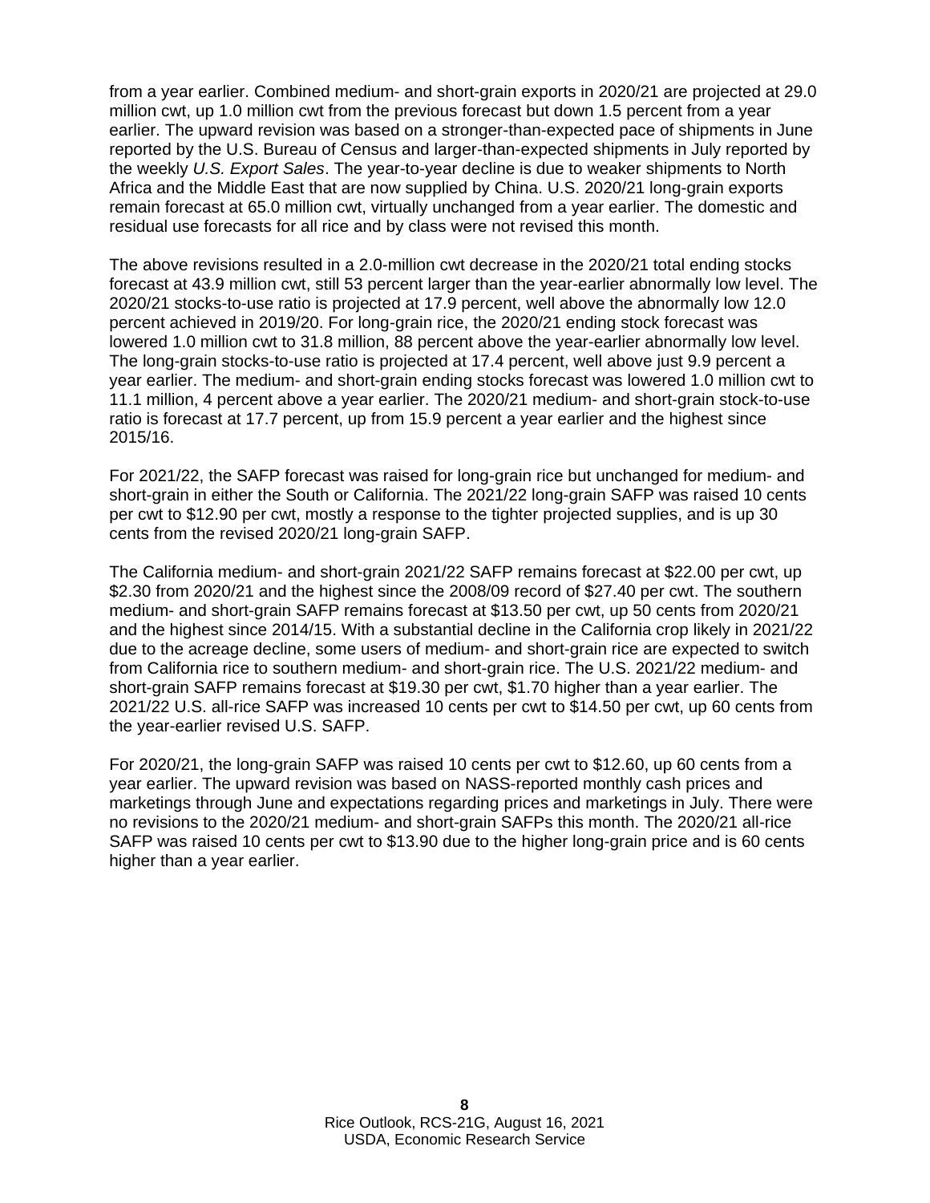from a year earlier. Combined medium- and short-grain exports in 2020/21 are projected at 29.0 million cwt, up 1.0 million cwt from the previous forecast but down 1.5 percent from a year earlier. The upward revision was based on a stronger-than-expected pace of shipments in June reported by the U.S. Bureau of Census and larger-than-expected shipments in July reported by the weekly *U.S. Export Sales*. The year-to-year decline is due to weaker shipments to North Africa and the Middle East that are now supplied by China. U.S. 2020/21 long-grain exports remain forecast at 65.0 million cwt, virtually unchanged from a year earlier. The domestic and residual use forecasts for all rice and by class were not revised this month.

The above revisions resulted in a 2.0-million cwt decrease in the 2020/21 total ending stocks forecast at 43.9 million cwt, still 53 percent larger than the year-earlier abnormally low level. The 2020/21 stocks-to-use ratio is projected at 17.9 percent, well above the abnormally low 12.0 percent achieved in 2019/20. For long-grain rice, the 2020/21 ending stock forecast was lowered 1.0 million cwt to 31.8 million, 88 percent above the year-earlier abnormally low level. The long-grain stocks-to-use ratio is projected at 17.4 percent, well above just 9.9 percent a year earlier. The medium- and short-grain ending stocks forecast was lowered 1.0 million cwt to 11.1 million, 4 percent above a year earlier. The 2020/21 medium- and short-grain stock-to-use ratio is forecast at 17.7 percent, up from 15.9 percent a year earlier and the highest since 2015/16.

For 2021/22, the SAFP forecast was raised for long-grain rice but unchanged for medium- and short-grain in either the South or California. The 2021/22 long-grain SAFP was raised 10 cents per cwt to $12.90 per cwt, mostly a response to the tighter projected supplies, and is up 30 cents from the revised 2020/21 long-grain SAFP.

The California medium- and short-grain 2021/22 SAFP remains forecast at $22.00 per cwt, up $2.30 from 2020/21 and the highest since the 2008/09 record of $27.40 per cwt. The southern medium- and short-grain SAFP remains forecast at $13.50 per cwt, up 50 cents from 2020/21 and the highest since 2014/15. With a substantial decline in the California crop likely in 2021/22 due to the acreage decline, some users of medium- and short-grain rice are expected to switch from California rice to southern medium- and short-grain rice. The U.S. 2021/22 medium- and short-grain SAFP remains forecast at $19.30 per cwt, $1.70 higher than a year earlier. The 2021/22 U.S. all-rice SAFP was increased 10 cents per cwt to $14.50 per cwt, up 60 cents from the year-earlier revised U.S. SAFP.

For 2020/21, the long-grain SAFP was raised 10 cents per cwt to $12.60, up 60 cents from a year earlier. The upward revision was based on NASS-reported monthly cash prices and marketings through June and expectations regarding prices and marketings in July. There were no revisions to the 2020/21 medium- and short-grain SAFPs this month. The 2020/21 all-rice SAFP was raised 10 cents per cwt to $13.90 due to the higher long-grain price and is 60 cents higher than a year earlier.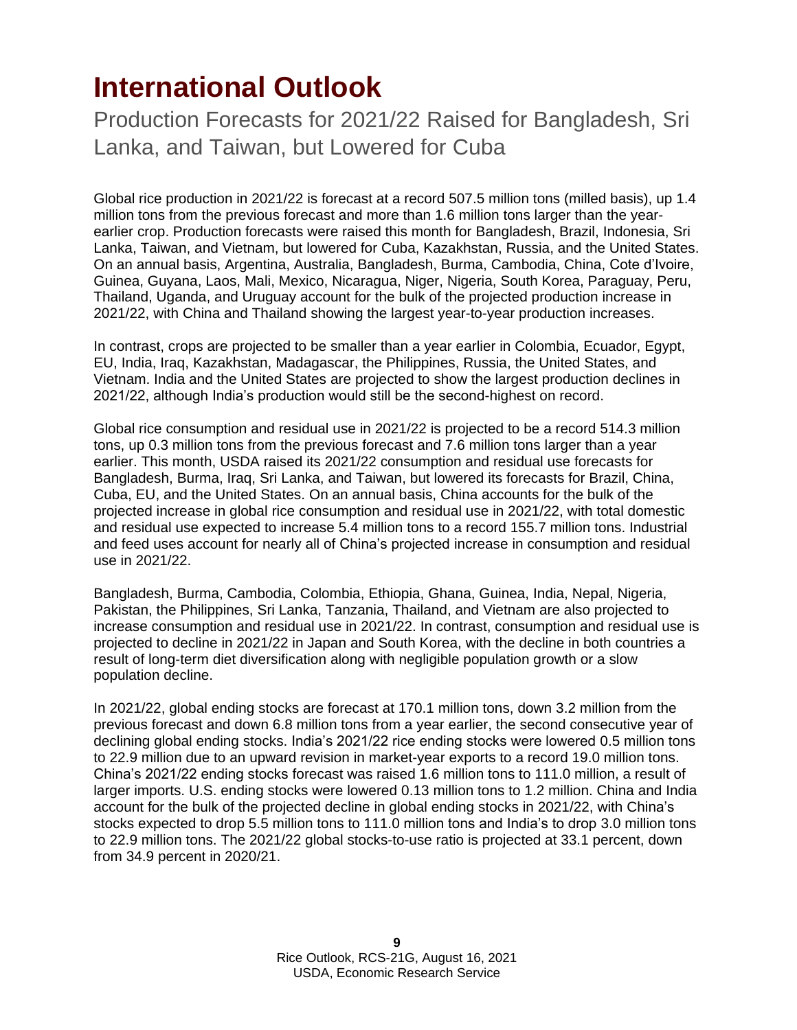# International Outlook

## Production Forecasts for 2021/22 Raised for Bangladesh, Sri Lanka, and Taiwan, but Lowered for Cuba

Global rice production in 2021/22 is forecast at a record 507.5 million tons (milled basis), up 1.4 million tons from the previous forecast and more than 1.6 million tons larger than the year-earlier crop. Production forecasts were raised this month for Bangladesh, Brazil, Indonesia, Sri Lanka, Taiwan, and Vietnam, but lowered for Cuba, Kazakhstan, Russia, and the United States. On an annual basis, Argentina, Australia, Bangladesh, Burma, Cambodia, China, Cote d'Ivoire, Guinea, Guyana, Laos, Mali, Mexico, Nicaragua, Niger, Nigeria, South Korea, Paraguay, Peru, Thailand, Uganda, and Uruguay account for the bulk of the projected production increase in 2021/22, with China and Thailand showing the largest year-to-year production increases.

In contrast, crops are projected to be smaller than a year earlier in Colombia, Ecuador, Egypt, EU, India, Iraq, Kazakhstan, Madagascar, the Philippines, Russia, the United States, and Vietnam. India and the United States are projected to show the largest production declines in 2021/22, although India's production would still be the second-highest on record.

Global rice consumption and residual use in 2021/22 is projected to be a record 514.3 million tons, up 0.3 million tons from the previous forecast and 7.6 million tons larger than a year earlier. This month, USDA raised its 2021/22 consumption and residual use forecasts for Bangladesh, Burma, Iraq, Sri Lanka, and Taiwan, but lowered its forecasts for Brazil, China, Cuba, EU, and the United States. On an annual basis, China accounts for the bulk of the projected increase in global rice consumption and residual use in 2021/22, with total domestic and residual use expected to increase 5.4 million tons to a record 155.7 million tons. Industrial and feed uses account for nearly all of China's projected increase in consumption and residual use in 2021/22.

Bangladesh, Burma, Cambodia, Colombia, Ethiopia, Ghana, Guinea, India, Nepal, Nigeria, Pakistan, the Philippines, Sri Lanka, Tanzania, Thailand, and Vietnam are also projected to increase consumption and residual use in 2021/22. In contrast, consumption and residual use is projected to decline in 2021/22 in Japan and South Korea, with the decline in both countries a result of long-term diet diversification along with negligible population growth or a slow population decline.

In 2021/22, global ending stocks are forecast at 170.1 million tons, down 3.2 million from the previous forecast and down 6.8 million tons from a year earlier, the second consecutive year of declining global ending stocks. India's 2021/22 rice ending stocks were lowered 0.5 million tons to 22.9 million due to an upward revision in market-year exports to a record 19.0 million tons. China's 2021/22 ending stocks forecast was raised 1.6 million tons to 111.0 million, a result of larger imports. U.S. ending stocks were lowered 0.13 million tons to 1.2 million. China and India account for the bulk of the projected decline in global ending stocks in 2021/22, with China's stocks expected to drop 5.5 million tons to 111.0 million tons and India's to drop 3.0 million tons to 22.9 million tons. The 2021/22 global stocks-to-use ratio is projected at 33.1 percent, down from 34.9 percent in 2020/21.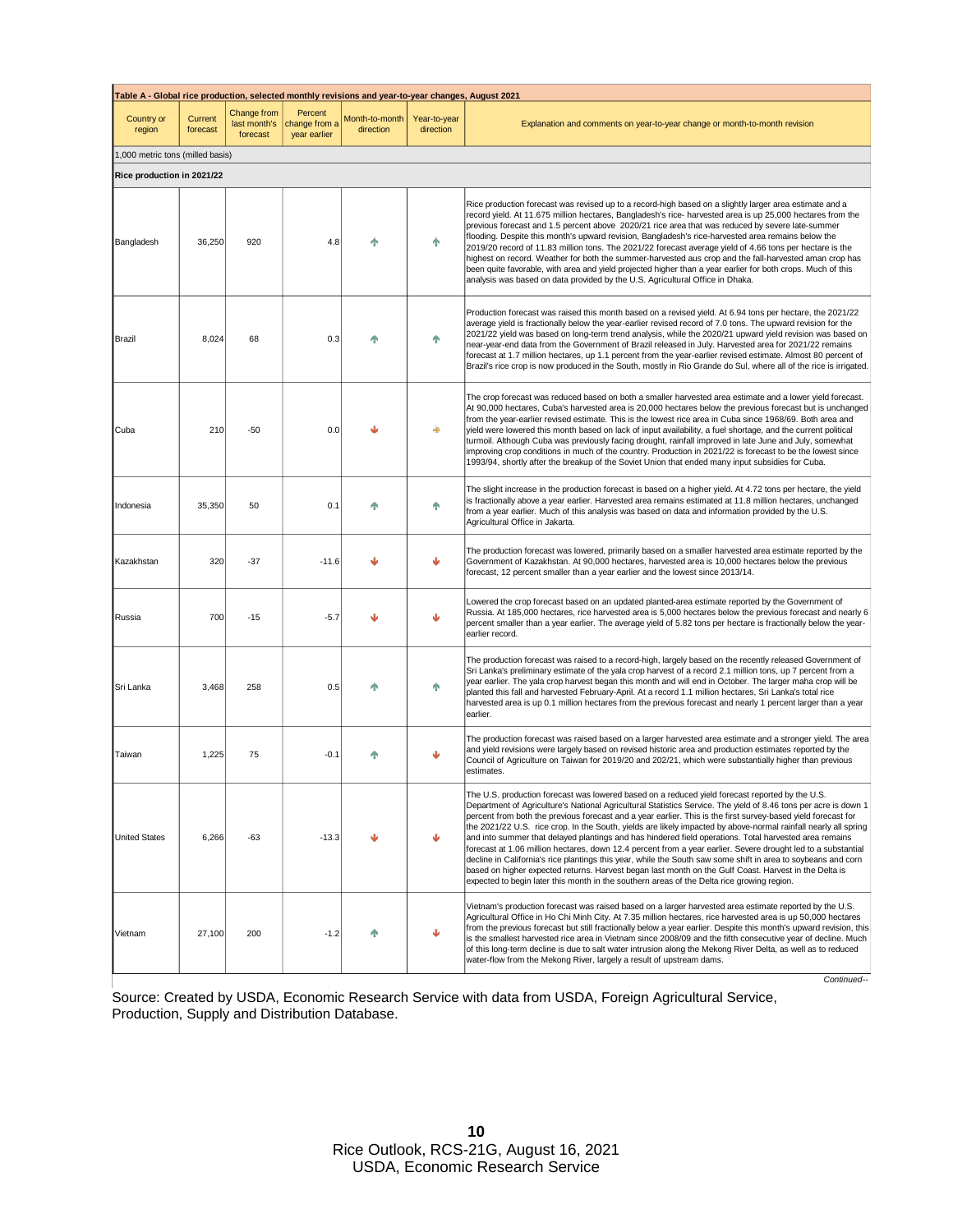| Table A - Global rice production, selected monthly revisions and year-to-year changes, August 2021 | | | | | | |
|---|---|---|---|---|---|---|
| Country or region | Current forecast | Change from last month's forecast | Percent change from a year earlier | Month-to-month direction | Year-to-year direction | Explanation and comments on year-to-year change or month-to-month revision |
| 1,000 metric tons (milled basis) | | | | | | |
| **Rice production in 2021/22** | | | | | | |
| Bangladesh | 36,250 | 920 | 4.8 | ↑ | ↑ | Rice production forecast was revised up to a record-high based on a slightly larger area estimate and a record yield. At 11.675 million hectares, Bangladesh's rice- harvested area is up 25,000 hectares from the previous forecast and 1.5 percent above 2020/21 rice area that was reduced by severe late-summer flooding. Despite this month's upward revision, Bangladesh's rice-harvested area remains below the 2019/20 record of 11.83 million tons. The 2021/22 forecast average yield of 4.66 tons per hectare is the highest on record. Weather for both the summer-harvested aus crop and the fall-harvested aman crop has been quite favorable, with area and yield projected higher than a year earlier for both crops. Much of this analysis was based on data provided by the U.S. Agricultural Office in Dhaka. |
| Brazil | 8,024 | 68 | 0.3 | ↑ | ↑ | Production forecast was raised this month based on a revised yield. At 6.94 tons per hectare, the 2021/22 average yield is fractionally below the year-earlier revised record of 7.0 tons. The upward revision for the 2021/22 yield was based on long-term trend analysis, while the 2020/21 upward yield revision was based on near-year-end data from the Government of Brazil released in July. Harvested area for 2021/22 remains forecast at 1.7 million hectares, up 1.1 percent from the year-earlier revised estimate. Almost 80 percent of Brazil's rice crop is now produced in the South, mostly in Rio Grande do Sul, where all of the rice is irrigated. |
| Cuba | 210 | -50 | 0.0 | ↓ | → | The crop forecast was reduced based on both a smaller harvested area estimate and a lower yield forecast. At 90,000 hectares, Cuba's harvested area is 20,000 hectares below the previous forecast but is unchanged from the year-earlier revised estimate. This is the lowest rice area in Cuba since 1968/69. Both area and yield were lowered this month based on lack of input availability, a fuel shortage, and the current political turmoil. Although Cuba was previously facing drought, rainfall improved in late June and July, somewhat improving crop conditions in much of the country. Production in 2021/22 is forecast to be the lowest since 1993/94, shortly after the breakup of the Soviet Union that ended many input subsidies for Cuba. |
| Indonesia | 35,350 | 50 | 0.1 | ↑ | ↑ | The slight increase in the production forecast is based on a higher yield. At 4.72 tons per hectare, the yield is fractionally above a year earlier. Harvested area remains estimated at 11.8 million hectares, unchanged from a year earlier. Much of this analysis was based on data and information provided by the U.S. Agricultural Office in Jakarta. |
| Kazakhstan | 320 | -37 | -11.6 | ↓ | ↓ | The production forecast was lowered, primarily based on a smaller harvested area estimate reported by the Government of Kazakhstan. At 90,000 hectares, harvested area is 10,000 hectares below the previous forecast, 12 percent smaller than a year earlier and the lowest since 2013/14. |
| Russia | 700 | -15 | -5.7 | ↓ | ↓ | Lowered the crop forecast based on an updated planted-area estimate reported by the Government of Russia. At 185,000 hectares, rice harvested area is 5,000 hectares below the previous forecast and nearly 6 percent smaller than a year earlier. The average yield of 5.82 tons per hectare is fractionally below the year-earlier record. |
| Sri Lanka | 3,468 | 258 | 0.5 | ↑ | ↑ | The production forecast was raised to a record-high, largely based on the recently released Government of Sri Lanka's preliminary estimate of the yala crop harvest of a record 2.1 million tons, up 7 percent from a year earlier. The yala crop harvest began this month and will end in October. The larger maha crop will be planted this fall and harvested February-April. At a record 1.1 million hectares, Sri Lanka's total rice harvested area is up 0.1 million hectares from the previous forecast and nearly 1 percent larger than a year earlier. |
| Taiwan | 1,225 | 75 | -0.1 | ↑ | ↓ | The production forecast was raised based on a larger harvested area estimate and a stronger yield. The area and yield revisions were largely based on revised historic area and production estimates reported by the Council of Agriculture on Taiwan for 2019/20 and 202/21, which were substantially higher than previous estimates. |
| United States | 6,266 | -63 | -13.3 | ↓ | ↓ | The U.S. production forecast was lowered based on a reduced yield forecast reported by the U.S. Department of Agriculture's National Agricultural Statistics Service. The yield of 8.46 tons per acre is down 1 percent from both the previous forecast and a year earlier. This is the first survey-based yield forecast for the 2021/22 U.S. rice crop. In the South, yields are likely impacted by above-normal rainfall nearly all spring and into summer that delayed plantings and has hindered field operations. Total harvested area remains forecast at 1.06 million hectares, down 12.4 percent from a year earlier. Severe drought led to a substantial decline in California's rice plantings this year, while the South saw some shift in area to soybeans and corn based on higher expected returns. Harvest began last month on the Gulf Coast. Harvest in the Delta is expected to begin later this month in the southern areas of the Delta rice growing region. |
| Vietnam | 27,100 | 200 | -1.2 | ↑ | ↓ | Vietnam's production forecast was raised based on a larger harvested area estimate reported by the U.S. Agricultural Office in Ho Chi Minh City. At 7.35 million hectares, rice harvested area is up 50,000 hectares from the previous forecast but still fractionally below a year earlier. Despite this month's upward revision, this is the smallest harvested rice area in Vietnam since 2008/09 and the fifth consecutive year of decline. Much of this long-term decline is due to salt water intrusion along the Mekong River Delta, as well as to reduced water-flow from the Mekong River, largely a result of upstream dams. |

*Continued--*

Source: Created by USDA, Economic Research Service with data from USDA, Foreign Agricultural Service, Production, Supply and Distribution Database.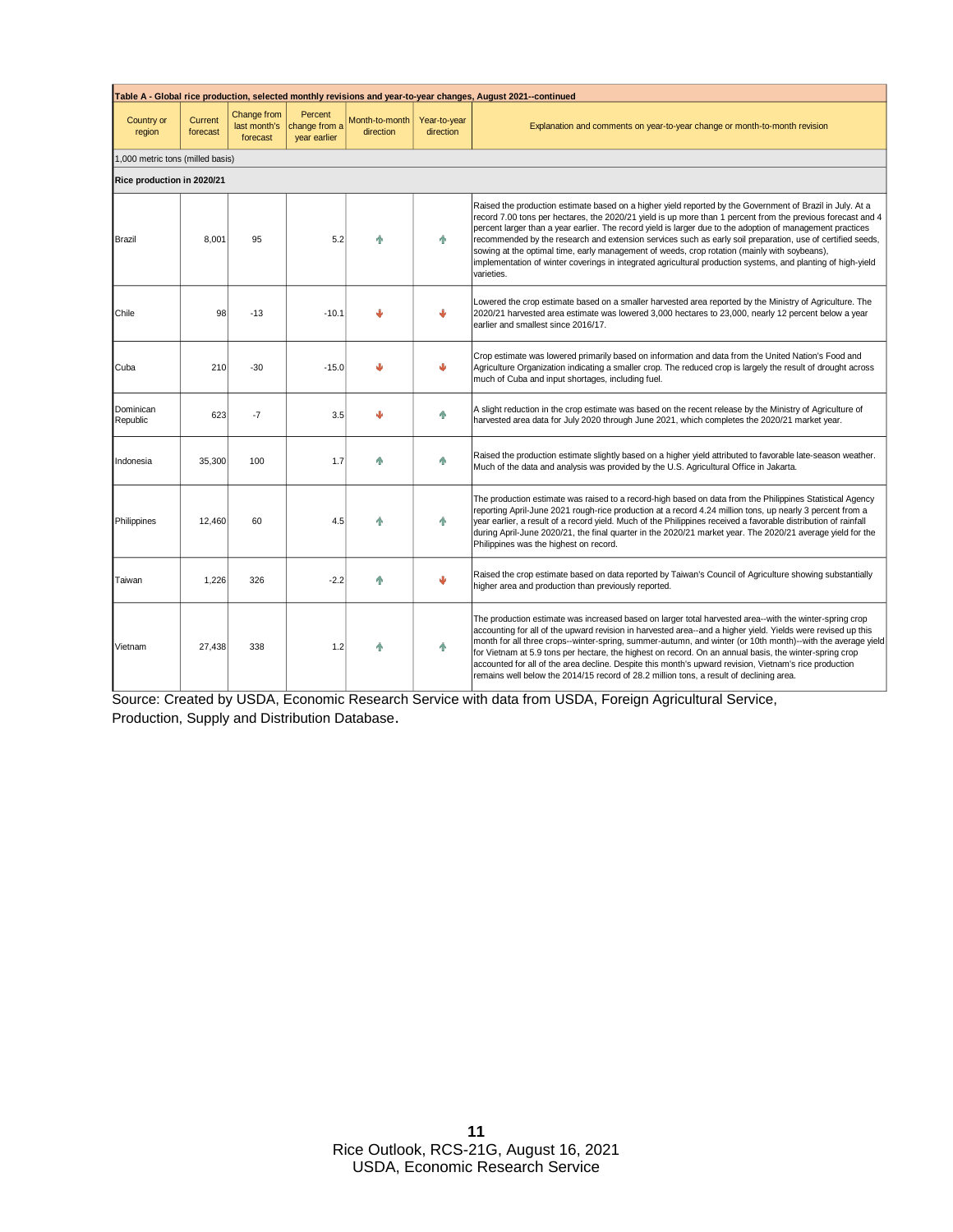**Table A - Global rice production, selected monthly revisions and year-to-year changes, August 2021--continued**

| Country or region | Current forecast | Change from last month's forecast | Percent change from a year earlier | Month-to-month direction | Year-to-year direction | Explanation and comments on year-to-year change or month-to-month revision |
|---|---|---|---|---|---|---|
| 1,000 metric tons (milled basis) | | | | | | |
| **Rice production in 2020/21** | | | | | | |
| Brazil | 8,001 | 95 | 5.2 | ↑ | ↑ | Raised the production estimate based on a higher yield reported by the Government of Brazil in July. At a record 7.00 tons per hectares, the 2020/21 yield is up more than 1 percent from the previous forecast and 4 percent larger than a year earlier. The record yield is larger due to the adoption of management practices recommended by the research and extension services such as early soil preparation, use of certified seeds, sowing at the optimal time, early management of weeds, crop rotation (mainly with soybeans), implementation of winter coverings in integrated agricultural production systems, and planting of high-yield varieties. |
| Chile | 98 | -13 | -10.1 | ↓ | ↓ | Lowered the crop estimate based on a smaller harvested area reported by the Ministry of Agriculture. The 2020/21 harvested area estimate was lowered 3,000 hectares to 23,000, nearly 12 percent below a year earlier and smallest since 2016/17. |
| Cuba | 210 | -30 | -15.0 | ↓ | ↓ | Crop estimate was lowered primarily based on information and data from the United Nation's Food and Agriculture Organization indicating a smaller crop. The reduced crop is largely the result of drought across much of Cuba and input shortages, including fuel. |
| Dominican Republic | 623 | -7 | 3.5 | ↓ | ↑ | A slight reduction in the crop estimate was based on the recent release by the Ministry of Agriculture of harvested area data for July 2020 through June 2021, which completes the 2020/21 market year. |
| Indonesia | 35,300 | 100 | 1.7 | ↑ | ↑ | Raised the production estimate slightly based on a higher yield attributed to favorable late-season weather. Much of the data and analysis was provided by the U.S. Agricultural Office in Jakarta. |
| Philippines | 12,460 | 60 | 4.5 | ↑ | ↑ | The production estimate was raised to a record-high based on data from the Philippines Statistical Agency reporting April-June 2021 rough-rice production at a record 4.24 million tons, up nearly 3 percent from a year earlier, a result of a record yield. Much of the Philippines received a favorable distribution of rainfall during April-June 2020/21, the final quarter in the 2020/21 market year. The 2020/21 average yield for the Philippines was the highest on record. |
| Taiwan | 1,226 | 326 | -2.2 | ↑ | ↓ | Raised the crop estimate based on data reported by Taiwan's Council of Agriculture showing substantially higher area and production than previously reported. |
| Vietnam | 27,438 | 338 | 1.2 | ↑ | ↑ | The production estimate was increased based on larger total harvested area--with the winter-spring crop accounting for all of the upward revision in harvested area--and a higher yield. Yields were revised up this month for all three crops--winter-spring, summer-autumn, and winter (or 10th month)--with the average yield for Vietnam at 5.9 tons per hectare, the highest on record. On an annual basis, the winter-spring crop accounted for all of the area decline. Despite this month's upward revision, Vietnam's rice production remains well below the 2014/15 record of 28.2 million tons, a result of declining area. |

Source: Created by USDA, Economic Research Service with data from USDA, Foreign Agricultural Service, Production, Supply and Distribution Database.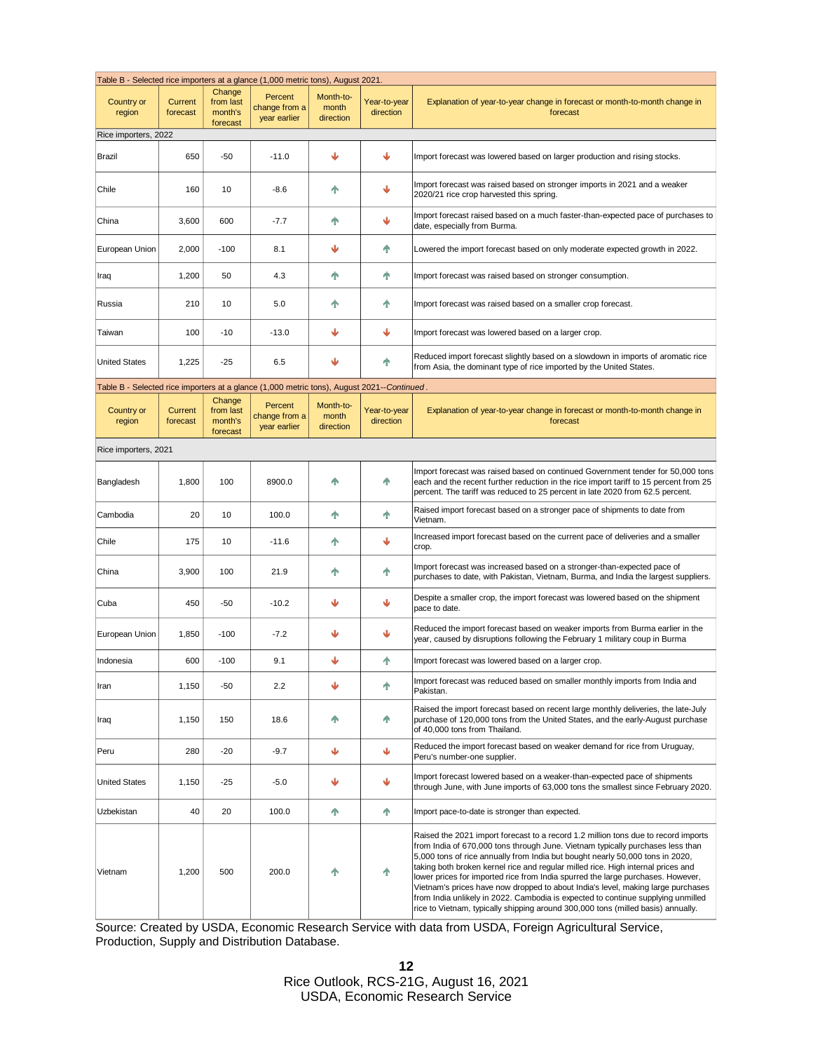Table B - Selected rice importers at a glance (1,000 metric tons), August 2021.

| Country or region | Current forecast | Change from last month's forecast | Percent change from a year earlier | Month-to-month direction | Year-to-year direction | Explanation of year-to-year change in forecast or month-to-month change in forecast |
|---|---|---|---|---|---|---|
| **Rice importers, 2022** | | | | | | |
| Brazil | 650 | -50 | -11.0 | ↓ | ↓ | Import forecast was lowered based on larger production and rising stocks. |
| Chile | 160 | 10 | -8.6 | ↑ | ↓ | Import forecast was raised based on stronger imports in 2021 and a weaker 2020/21 rice crop harvested this spring. |
| China | 3,600 | 600 | -7.7 | ↑ | ↓ | Import forecast raised based on a much faster-than-expected pace of purchases to date, especially from Burma. |
| European Union | 2,000 | -100 | 8.1 | ↓ | ↑ | Lowered the import forecast based on only moderate expected growth in 2022. |
| Iraq | 1,200 | 50 | 4.3 | ↑ | ↑ | Import forecast was raised based on stronger consumption. |
| Russia | 210 | 10 | 5.0 | ↑ | ↑ | Import forecast was raised based on a smaller crop forecast. |
| Taiwan | 100 | -10 | -13.0 | ↓ | ↓ | Import forecast was lowered based on a larger crop. |
| United States | 1,225 | -25 | 6.5 | ↓ | ↑ | Reduced import forecast slightly based on a slowdown in imports of aromatic rice from Asia, the dominant type of rice imported by the United States. |

Table B - Selected rice importers at a glance (1,000 metric tons), August 2021--*Continued*.

| Country or region | Current forecast | Change from last month's forecast | Percent change from a year earlier | Month-to-month direction | Year-to-year direction | Explanation of year-to-year change in forecast or month-to-month change in forecast |
|---|---|---|---|---|---|---|
| **Rice importers, 2021** | | | | | | |
| Bangladesh | 1,800 | 100 | 8900.0 | ↑ | ↑ | Import forecast was raised based on continued Government tender for 50,000 tons each and the recent further reduction in the rice import tariff to 15 percent from 25 percent. The tariff was reduced to 25 percent in late 2020 from 62.5 percent. |
| Cambodia | 20 | 10 | 100.0 | ↑ | ↑ | Raised import forecast based on a stronger pace of shipments to date from Vietnam. |
| Chile | 175 | 10 | -11.6 | ↑ | ↓ | Increased import forecast based on the current pace of deliveries and a smaller crop. |
| China | 3,900 | 100 | 21.9 | ↑ | ↑ | Import forecast was increased based on a stronger-than-expected pace of purchases to date, with Pakistan, Vietnam, Burma, and India the largest suppliers. |
| Cuba | 450 | -50 | -10.2 | ↓ | ↓ | Despite a smaller crop, the import forecast was lowered based on the shipment pace to date. |
| European Union | 1,850 | -100 | -7.2 | ↓ | ↓ | Reduced the import forecast based on weaker imports from Burma earlier in the year, caused by disruptions following the February 1 military coup in Burma |
| Indonesia | 600 | -100 | 9.1 | ↓ | ↑ | Import forecast was lowered based on a larger crop. |
| Iran | 1,150 | -50 | 2.2 | ↓ | ↑ | Import forecast was reduced based on smaller monthly imports from India and Pakistan. |
| Iraq | 1,150 | 150 | 18.6 | ↑ | ↑ | Raised the import forecast based on recent large monthly deliveries, the late-July purchase of 120,000 tons from the United States, and the early-August purchase of 40,000 tons from Thailand. |
| Peru | 280 | -20 | -9.7 | ↓ | ↓ | Reduced the import forecast based on weaker demand for rice from Uruguay, Peru's number-one supplier. |
| United States | 1,150 | -25 | -5.0 | ↓ | ↓ | Import forecast lowered based on a weaker-than-expected pace of shipments through June, with June imports of 63,000 tons the smallest since February 2020. |
| Uzbekistan | 40 | 20 | 100.0 | ↑ | ↑ | Import pace-to-date is stronger than expected. |
| Vietnam | 1,200 | 500 | 200.0 | ↑ | ↑ | Raised the 2021 import forecast to a record 1.2 million tons due to record imports from India of 670,000 tons through June. Vietnam typically purchases less than 5,000 tons of rice annually from India but bought nearly 50,000 tons in 2020, taking both broken kernel rice and regular milled rice. High internal prices and lower prices for imported rice from India spurred the large purchases. However, Vietnam's prices have now dropped to about India's level, making large purchases from India unlikely in 2022. Cambodia is expected to continue supplying unmilled rice to Vietnam, typically shipping around 300,000 tons (milled basis) annually. |

Source: Created by USDA, Economic Research Service with data from USDA, Foreign Agricultural Service, Production, Supply and Distribution Database.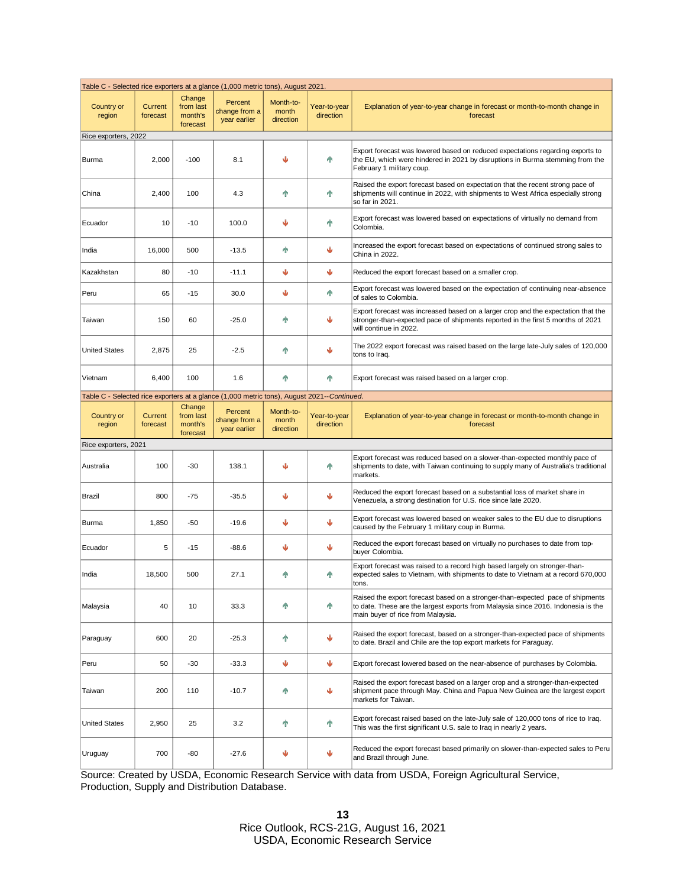Table C - Selected rice exporters at a glance (1,000 metric tons), August 2021.

| Country or region | Current forecast | Change from last month's forecast | Percent change from a year earlier | Month-to-month direction | Year-to-year direction | Explanation of year-to-year change in forecast or month-to-month change in forecast |
|---|---|---|---|---|---|---|
| **Rice exporters, 2022** | | | | | | |
| Burma | 2,000 | -100 | 8.1 | ↓ | ↑ | Export forecast was lowered based on reduced expectations regarding exports to the EU, which were hindered in 2021 by disruptions in Burma stemming from the February 1 military coup. |
| China | 2,400 | 100 | 4.3 | ↑ | ↑ | Raised the export forecast based on expectation that the recent strong pace of shipments will continue in 2022, with shipments to West Africa especially strong so far in 2021. |
| Ecuador | 10 | -10 | 100.0 | ↓ | ↑ | Export forecast was lowered based on expectations of virtually no demand from Colombia. |
| India | 16,000 | 500 | -13.5 | ↑ | ↓ | Increased the export forecast based on expectations of continued strong sales to China in 2022. |
| Kazakhstan | 80 | -10 | -11.1 | ↓ | ↓ | Reduced the export forecast based on a smaller crop. |
| Peru | 65 | -15 | 30.0 | ↓ | ↑ | Export forecast was lowered based on the expectation of continuing near-absence of sales to Colombia. |
| Taiwan | 150 | 60 | -25.0 | ↑ | ↓ | Export forecast was increased based on a larger crop and the expectation that the stronger-than-expected pace of shipments reported in the first 5 months of 2021 will continue in 2022. |
| United States | 2,875 | 25 | -2.5 | ↑ | ↓ | The 2022 export forecast was raised based on the large late-July sales of 120,000 tons to Iraq. |
| Vietnam | 6,400 | 100 | 1.6 | ↑ | ↑ | Export forecast was raised based on a larger crop. |

Table C - Selected rice exporters at a glance (1,000 metric tons), August 2021--*Continued.*

| Country or region | Current forecast | Change from last month's forecast | Percent change from a year earlier | Month-to-month direction | Year-to-year direction | Explanation of year-to-year change in forecast or month-to-month change in forecast |
|---|---|---|---|---|---|---|
| **Rice exporters, 2021** | | | | | | |
| Australia | 100 | -30 | 138.1 | ↓ | ↑ | Export forecast was reduced based on a slower-than-expected monthly pace of shipments to date, with Taiwan continuing to supply many of Australia's traditional markets. |
| Brazil | 800 | -75 | -35.5 | ↓ | ↓ | Reduced the export forecast based on a substantial loss of market share in Venezuela, a strong destination for U.S. rice since late 2020. |
| Burma | 1,850 | -50 | -19.6 | ↓ | ↓ | Export forecast was lowered based on weaker sales to the EU due to disruptions caused by the February 1 military coup in Burma. |
| Ecuador | 5 | -15 | -88.6 | ↓ | ↓ | Reduced the export forecast based on virtually no purchases to date from top-buyer Colombia. |
| India | 18,500 | 500 | 27.1 | ↑ | ↑ | Export forecast was raised to a record high based largely on stronger-than-expected sales to Vietnam, with shipments to date to Vietnam at a record 670,000 tons. |
| Malaysia | 40 | 10 | 33.3 | ↑ | ↑ | Raised the export forecast based on a stronger-than-expected pace of shipments to date. These are the largest exports from Malaysia since 2016. Indonesia is the main buyer of rice from Malaysia. |
| Paraguay | 600 | 20 | -25.3 | ↑ | ↓ | Raised the export forecast, based on a stronger-than-expected pace of shipments to date. Brazil and Chile are the top export markets for Paraguay. |
| Peru | 50 | -30 | -33.3 | ↓ | ↓ | Export forecast lowered based on the near-absence of purchases by Colombia. |
| Taiwan | 200 | 110 | -10.7 | ↑ | ↓ | Raised the export forecast based on a larger crop and a stronger-than-expected shipment pace through May. China and Papua New Guinea are the largest export markets for Taiwan. |
| United States | 2,950 | 25 | 3.2 | ↑ | ↑ | Export forecast raised based on the late-July sale of 120,000 tons of rice to Iraq. This was the first significant U.S. sale to Iraq in nearly 2 years. |
| Uruguay | 700 | -80 | -27.6 | ↓ | ↓ | Reduced the export forecast based primarily on slower-than-expected sales to Peru and Brazil through June. |

Source: Created by USDA, Economic Research Service with data from USDA, Foreign Agricultural Service, Production, Supply and Distribution Database.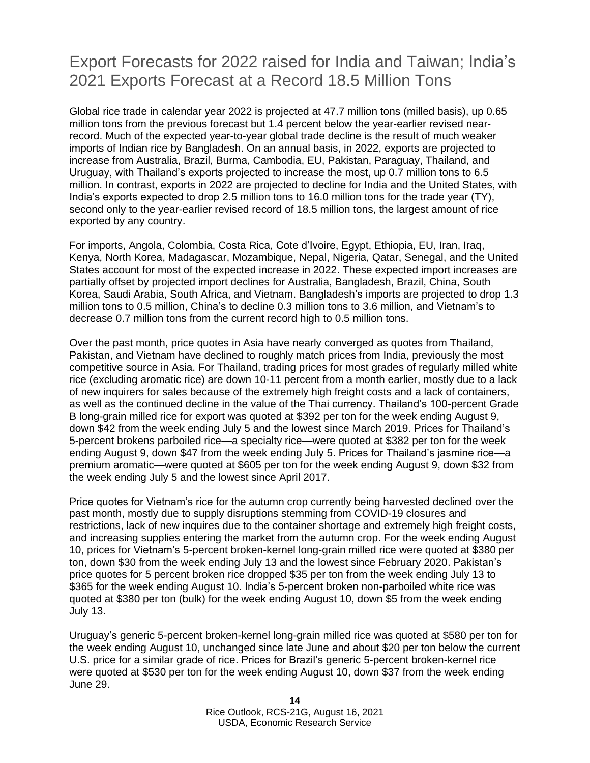## Export Forecasts for 2022 raised for India and Taiwan; India's 2021 Exports Forecast at a Record 18.5 Million Tons

Global rice trade in calendar year 2022 is projected at 47.7 million tons (milled basis), up 0.65 million tons from the previous forecast but 1.4 percent below the year-earlier revised near-record. Much of the expected year-to-year global trade decline is the result of much weaker imports of Indian rice by Bangladesh. On an annual basis, in 2022, exports are projected to increase from Australia, Brazil, Burma, Cambodia, EU, Pakistan, Paraguay, Thailand, and Uruguay, with Thailand's exports projected to increase the most, up 0.7 million tons to 6.5 million. In contrast, exports in 2022 are projected to decline for India and the United States, with India's exports expected to drop 2.5 million tons to 16.0 million tons for the trade year (TY), second only to the year-earlier revised record of 18.5 million tons, the largest amount of rice exported by any country.

For imports, Angola, Colombia, Costa Rica, Cote d'Ivoire, Egypt, Ethiopia, EU, Iran, Iraq, Kenya, North Korea, Madagascar, Mozambique, Nepal, Nigeria, Qatar, Senegal, and the United States account for most of the expected increase in 2022. These expected import increases are partially offset by projected import declines for Australia, Bangladesh, Brazil, China, South Korea, Saudi Arabia, South Africa, and Vietnam. Bangladesh's imports are projected to drop 1.3 million tons to 0.5 million, China's to decline 0.3 million tons to 3.6 million, and Vietnam's to decrease 0.7 million tons from the current record high to 0.5 million tons.

Over the past month, price quotes in Asia have nearly converged as quotes from Thailand, Pakistan, and Vietnam have declined to roughly match prices from India, previously the most competitive source in Asia. For Thailand, trading prices for most grades of regularly milled white rice (excluding aromatic rice) are down 10-11 percent from a month earlier, mostly due to a lack of new inquirers for sales because of the extremely high freight costs and a lack of containers, as well as the continued decline in the value of the Thai currency. Thailand's 100-percent Grade B long-grain milled rice for export was quoted at $392 per ton for the week ending August 9, down $42 from the week ending July 5 and the lowest since March 2019. Prices for Thailand's 5-percent brokens parboiled rice—a specialty rice—were quoted at $382 per ton for the week ending August 9, down $47 from the week ending July 5. Prices for Thailand's jasmine rice—a premium aromatic—were quoted at $605 per ton for the week ending August 9, down $32 from the week ending July 5 and the lowest since April 2017.

Price quotes for Vietnam's rice for the autumn crop currently being harvested declined over the past month, mostly due to supply disruptions stemming from COVID-19 closures and restrictions, lack of new inquires due to the container shortage and extremely high freight costs, and increasing supplies entering the market from the autumn crop. For the week ending August 10, prices for Vietnam's 5-percent broken-kernel long-grain milled rice were quoted at $380 per ton, down $30 from the week ending July 13 and the lowest since February 2020. Pakistan's price quotes for 5 percent broken rice dropped $35 per ton from the week ending July 13 to $365 for the week ending August 10. India's 5-percent broken non-parboiled white rice was quoted at $380 per ton (bulk) for the week ending August 10, down $5 from the week ending July 13.

Uruguay's generic 5-percent broken-kernel long-grain milled rice was quoted at $580 per ton for the week ending August 10, unchanged since late June and about $20 per ton below the current U.S. price for a similar grade of rice. Prices for Brazil's generic 5-percent broken-kernel rice were quoted at $530 per ton for the week ending August 10, down $37 from the week ending June 29.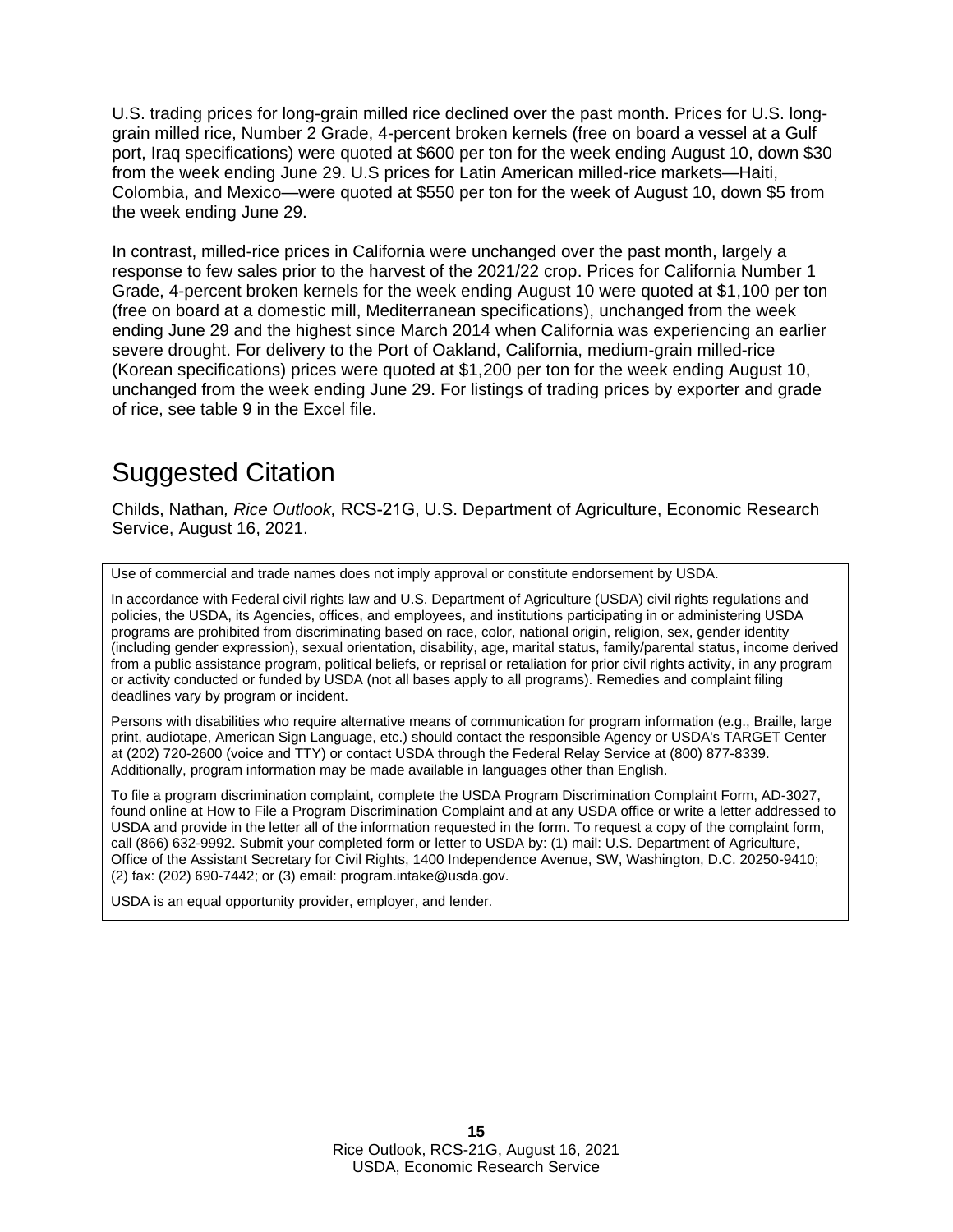U.S. trading prices for long-grain milled rice declined over the past month. Prices for U.S. long-grain milled rice, Number 2 Grade, 4-percent broken kernels (free on board a vessel at a Gulf port, Iraq specifications) were quoted at $600 per ton for the week ending August 10, down $30 from the week ending June 29. U.S prices for Latin American milled-rice markets—Haiti, Colombia, and Mexico—were quoted at $550 per ton for the week of August 10, down $5 from the week ending June 29.

In contrast, milled-rice prices in California were unchanged over the past month, largely a response to few sales prior to the harvest of the 2021/22 crop. Prices for California Number 1 Grade, 4-percent broken kernels for the week ending August 10 were quoted at $1,100 per ton (free on board at a domestic mill, Mediterranean specifications), unchanged from the week ending June 29 and the highest since March 2014 when California was experiencing an earlier severe drought. For delivery to the Port of Oakland, California, medium-grain milled-rice (Korean specifications) prices were quoted at $1,200 per ton for the week ending August 10, unchanged from the week ending June 29. For listings of trading prices by exporter and grade of rice, see table 9 in the Excel file.

## Suggested Citation

Childs, Nathan, *Rice Outlook,* RCS-21G, U.S. Department of Agriculture, Economic Research Service, August 16, 2021.

Use of commercial and trade names does not imply approval or constitute endorsement by USDA.

In accordance with Federal civil rights law and U.S. Department of Agriculture (USDA) civil rights regulations and policies, the USDA, its Agencies, offices, and employees, and institutions participating in or administering USDA programs are prohibited from discriminating based on race, color, national origin, religion, sex, gender identity (including gender expression), sexual orientation, disability, age, marital status, family/parental status, income derived from a public assistance program, political beliefs, or reprisal or retaliation for prior civil rights activity, in any program or activity conducted or funded by USDA (not all bases apply to all programs). Remedies and complaint filing deadlines vary by program or incident.

Persons with disabilities who require alternative means of communication for program information (e.g., Braille, large print, audiotape, American Sign Language, etc.) should contact the responsible Agency or USDA's TARGET Center at (202) 720-2600 (voice and TTY) or contact USDA through the Federal Relay Service at (800) 877-8339. Additionally, program information may be made available in languages other than English.

To file a program discrimination complaint, complete the USDA Program Discrimination Complaint Form, AD-3027, found online at How to File a Program Discrimination Complaint and at any USDA office or write a letter addressed to USDA and provide in the letter all of the information requested in the form. To request a copy of the complaint form, call (866) 632-9992. Submit your completed form or letter to USDA by: (1) mail: U.S. Department of Agriculture, Office of the Assistant Secretary for Civil Rights, 1400 Independence Avenue, SW, Washington, D.C. 20250-9410; (2) fax: (202) 690-7442; or (3) email: program.intake@usda.gov.

USDA is an equal opportunity provider, employer, and lender.